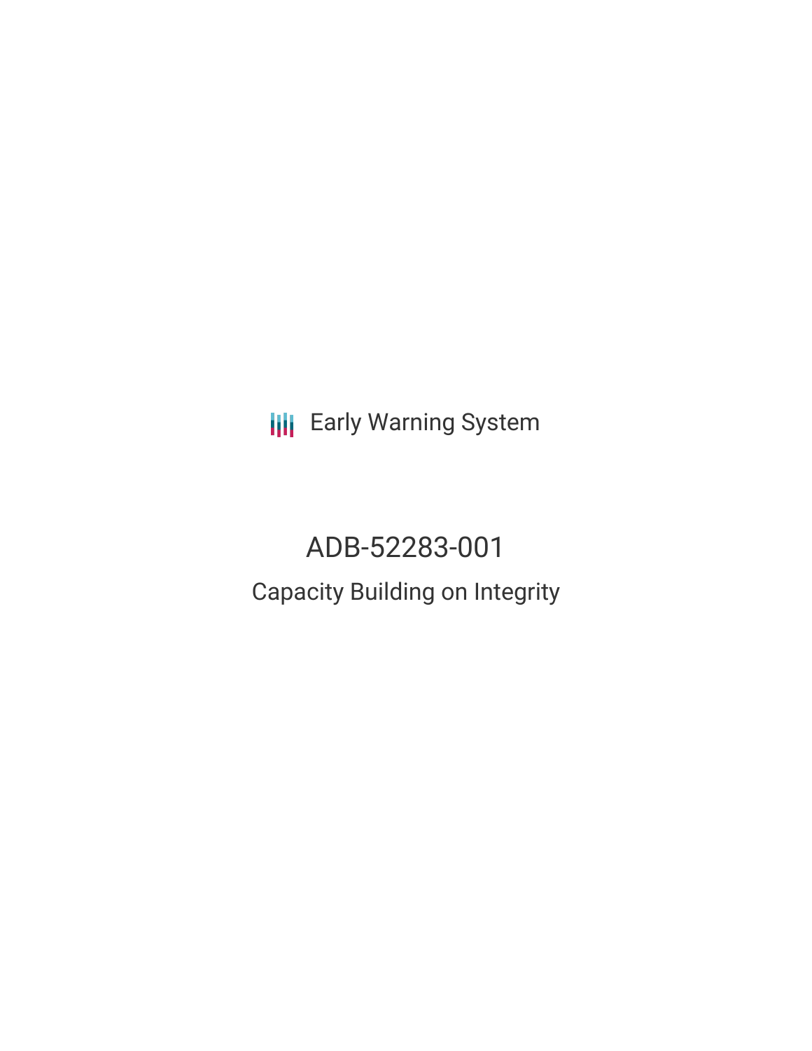Early Warning System

# ADB-52283-001

## Capacity Building on Integrity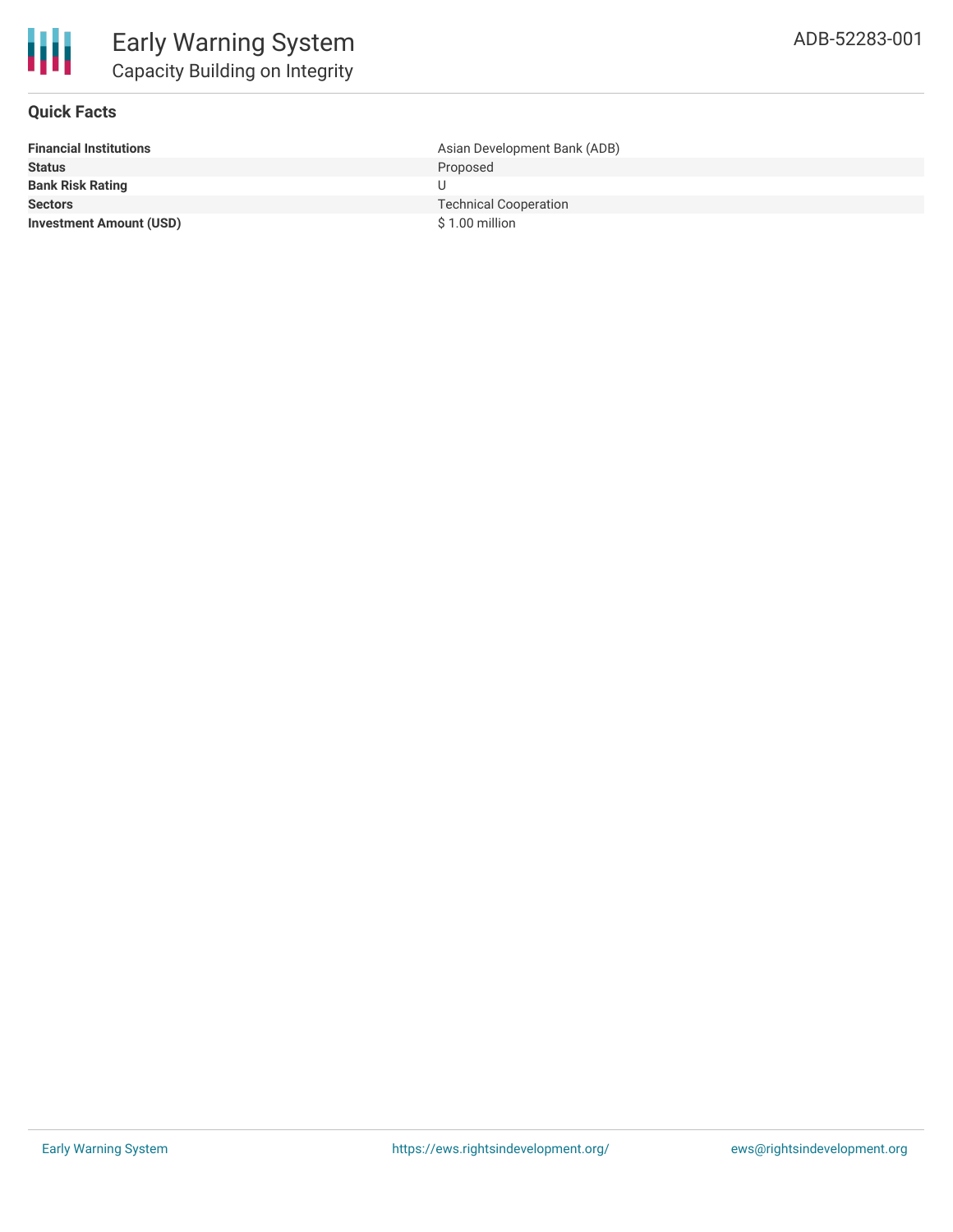# Early Warning System

## Capacity Building on Integrity

ADB-52283-001

### Quick Facts

| | |
|---|---|
| **Financial Institutions** | Asian Development Bank (ADB) |
| **Status** | Proposed |
| **Bank Risk Rating** | U |
| **Sectors** | Technical Cooperation |
| **Investment Amount (USD)** | $ 1.00 million |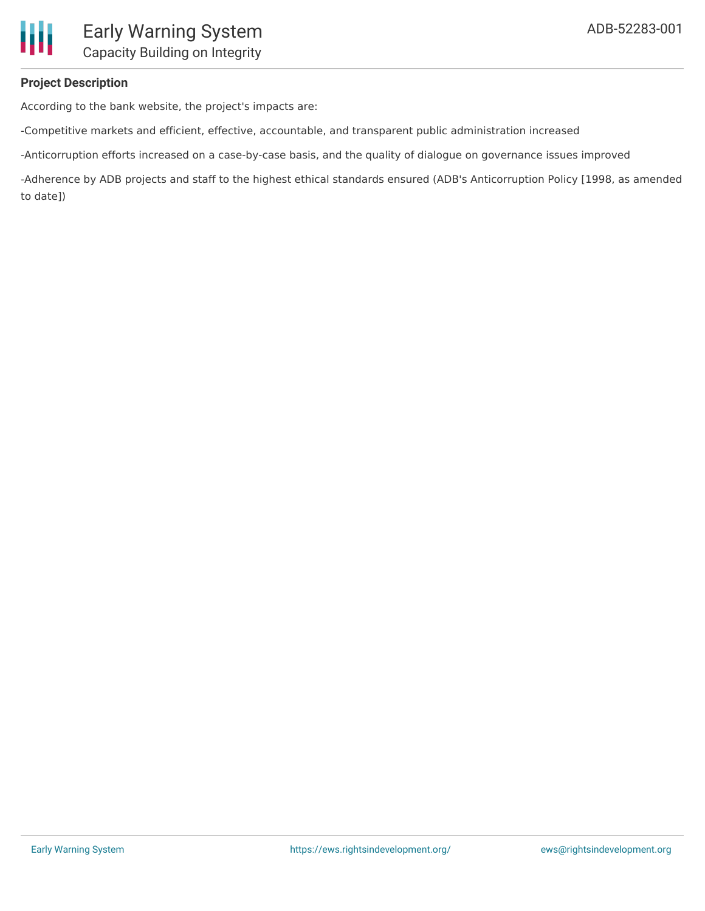### Project Description

According to the bank website, the project's impacts are:

-Competitive markets and efficient, effective, accountable, and transparent public administration increased

-Anticorruption efforts increased on a case-by-case basis, and the quality of dialogue on governance issues improved

-Adherence by ADB projects and staff to the highest ethical standards ensured (ADB's Anticorruption Policy [1998, as amended to date])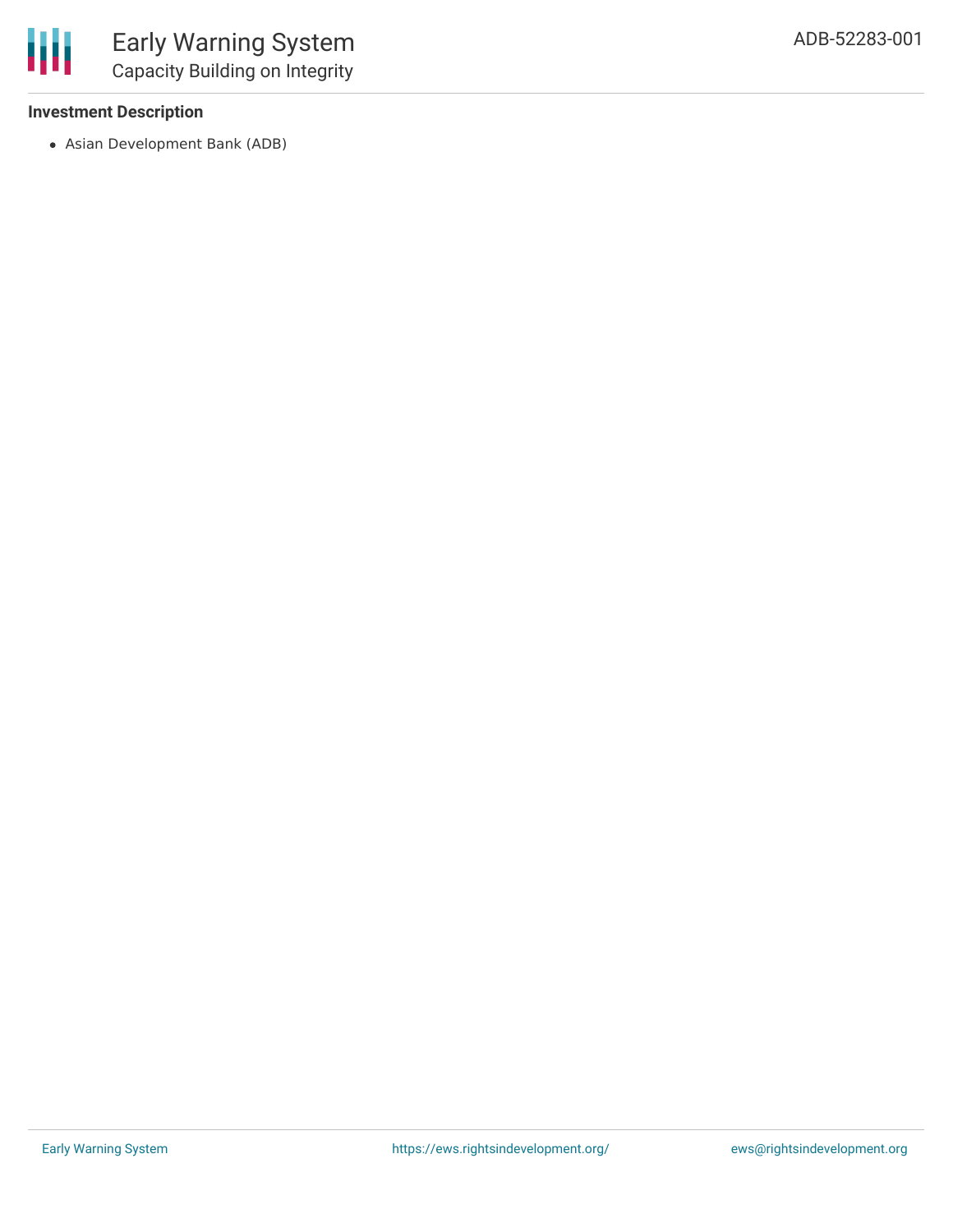### Investment Description

- Asian Development Bank (ADB)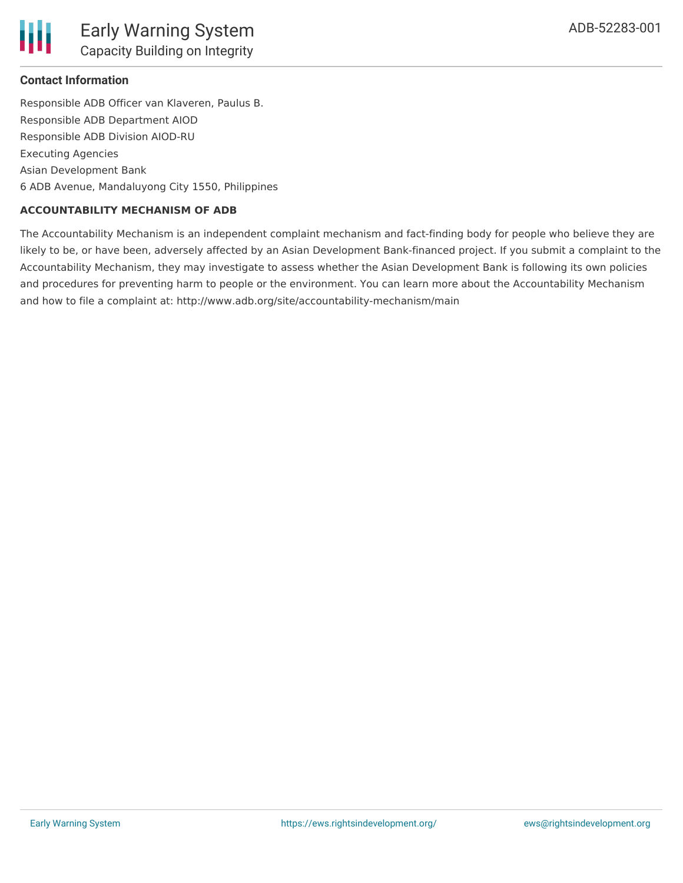### Contact Information

Responsible ADB Officer van Klaveren, Paulus B.
Responsible ADB Department AIOD
Responsible ADB Division AIOD-RU
Executing Agencies
Asian Development Bank
6 ADB Avenue, Mandaluyong City 1550, Philippines

**ACCOUNTABILITY MECHANISM OF ADB**

The Accountability Mechanism is an independent complaint mechanism and fact-finding body for people who believe they are likely to be, or have been, adversely affected by an Asian Development Bank-financed project. If you submit a complaint to the Accountability Mechanism, they may investigate to assess whether the Asian Development Bank is following its own policies and procedures for preventing harm to people or the environment. You can learn more about the Accountability Mechanism and how to file a complaint at: http://www.adb.org/site/accountability-mechanism/main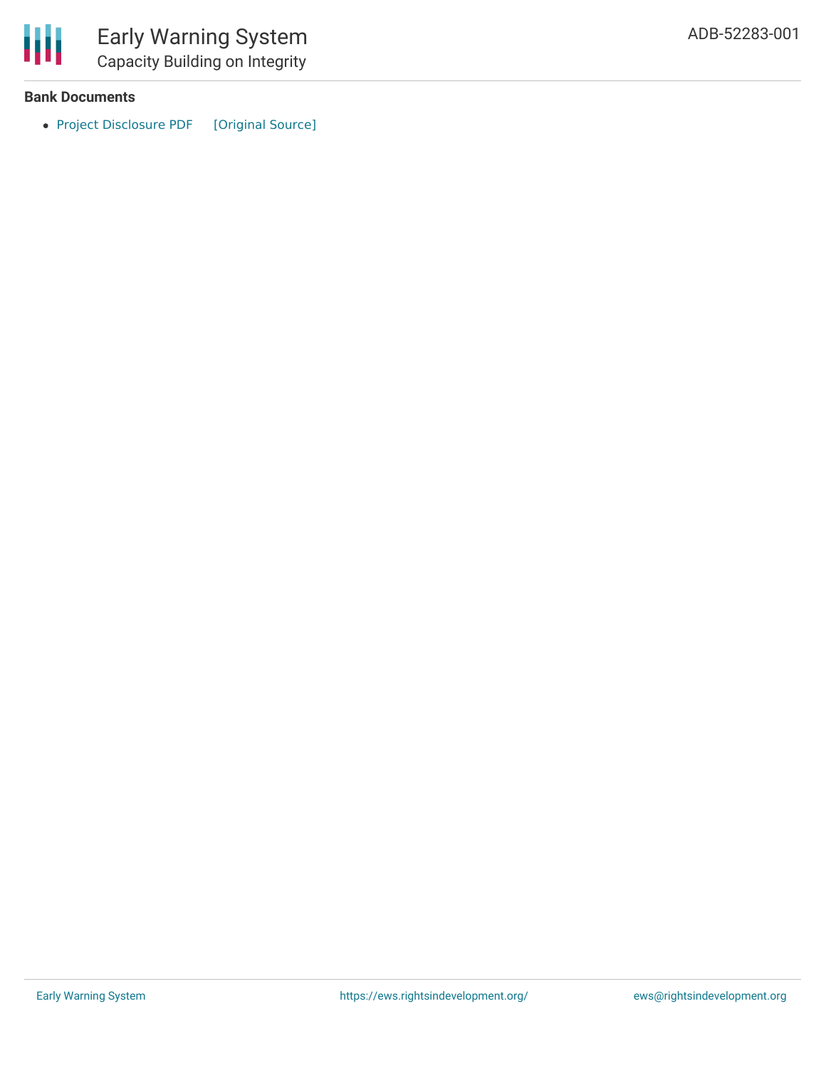**Bank Documents**

- Project Disclosure PDF [Original Source]